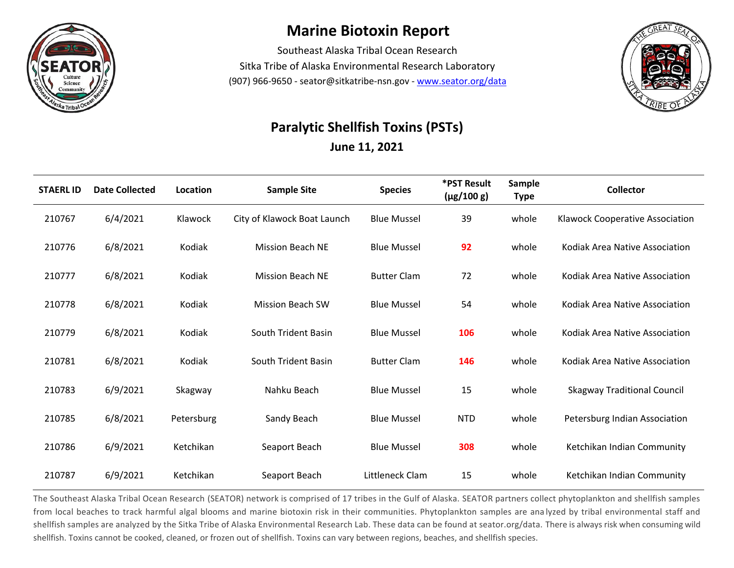# Marine Biotoxin Report

Southeast Alaska Tribal Ocean Research
Sitka Tribe of Alaska Environmental Research Laboratory
(907) 966-9650 - seator@sitkatribe-nsn.gov - www.seator.org/data

## Paralytic Shellfish Toxins (PSTs)

**June 11, 2021**

| STAERL ID | Date Collected | Location | Sample Site | Species | *PST Result (μg/100 g) | Sample Type | Collector |
|---|---|---|---|---|---|---|---|
| 210767 | 6/4/2021 | Klawock | City of Klawock Boat Launch | Blue Mussel | 39 | whole | Klawock Cooperative Association |
| 210776 | 6/8/2021 | Kodiak | Mission Beach NE | Blue Mussel | **92** | whole | Kodiak Area Native Association |
| 210777 | 6/8/2021 | Kodiak | Mission Beach NE | Butter Clam | 72 | whole | Kodiak Area Native Association |
| 210778 | 6/8/2021 | Kodiak | Mission Beach SW | Blue Mussel | 54 | whole | Kodiak Area Native Association |
| 210779 | 6/8/2021 | Kodiak | South Trident Basin | Blue Mussel | **106** | whole | Kodiak Area Native Association |
| 210781 | 6/8/2021 | Kodiak | South Trident Basin | Butter Clam | **146** | whole | Kodiak Area Native Association |
| 210783 | 6/9/2021 | Skagway | Nahku Beach | Blue Mussel | 15 | whole | Skagway Traditional Council |
| 210785 | 6/8/2021 | Petersburg | Sandy Beach | Blue Mussel | NTD | whole | Petersburg Indian Association |
| 210786 | 6/9/2021 | Ketchikan | Seaport Beach | Blue Mussel | **308** | whole | Ketchikan Indian Community |
| 210787 | 6/9/2021 | Ketchikan | Seaport Beach | Littleneck Clam | 15 | whole | Ketchikan Indian Community |

The Southeast Alaska Tribal Ocean Research (SEATOR) network is comprised of 17 tribes in the Gulf of Alaska. SEATOR partners collect phytoplankton and shellfish samples from local beaches to track harmful algal blooms and marine biotoxin risk in their communities. Phytoplankton samples are analyzed by tribal environmental staff and shellfish samples are analyzed by the Sitka Tribe of Alaska Environmental Research Lab. These data can be found at seator.org/data. There is always risk when consuming wild shellfish. Toxins cannot be cooked, cleaned, or frozen out of shellfish. Toxins can vary between regions, beaches, and shellfish species.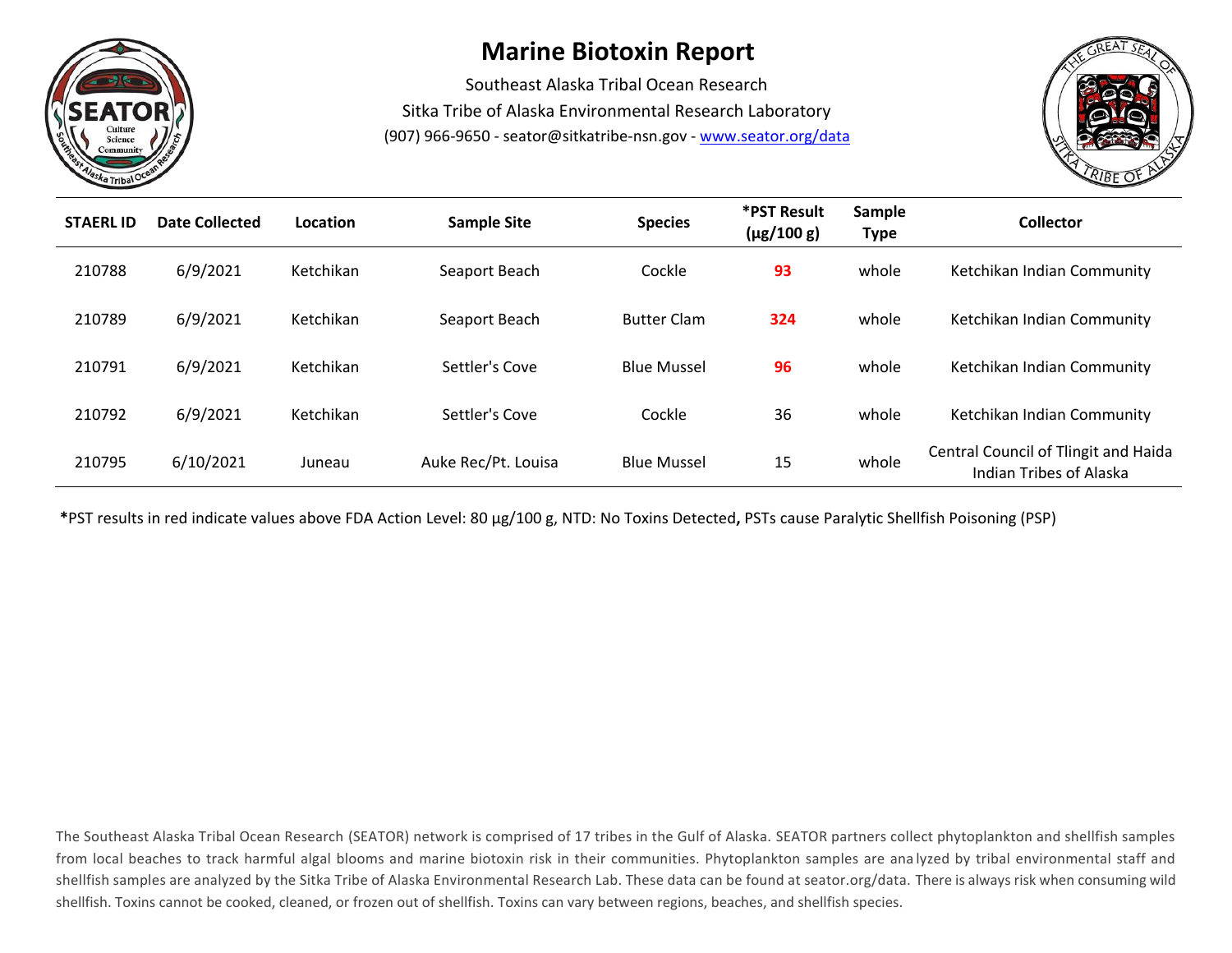# Marine Biotoxin Report

Southeast Alaska Tribal Ocean Research

Sitka Tribe of Alaska Environmental Research Laboratory

(907) 966-9650 - seator@sitkatribe-nsn.gov - www.seator.org/data

| STAERL ID | Date Collected | Location | Sample Site | Species | *PST Result (µg/100 g) | Sample Type | Collector |
|---|---|---|---|---|---|---|---|
| 210788 | 6/9/2021 | Ketchikan | Seaport Beach | Cockle | **93** | whole | Ketchikan Indian Community |
| 210789 | 6/9/2021 | Ketchikan | Seaport Beach | Butter Clam | **324** | whole | Ketchikan Indian Community |
| 210791 | 6/9/2021 | Ketchikan | Settler's Cove | Blue Mussel | **96** | whole | Ketchikan Indian Community |
| 210792 | 6/9/2021 | Ketchikan | Settler's Cove | Cockle | 36 | whole | Ketchikan Indian Community |
| 210795 | 6/10/2021 | Juneau | Auke Rec/Pt. Louisa | Blue Mussel | 15 | whole | Central Council of Tlingit and Haida Indian Tribes of Alaska |

*PST results in red indicate values above FDA Action Level: 80 µg/100 g, NTD: No Toxins Detected**,** PSTs cause Paralytic Shellfish Poisoning (PSP)

The Southeast Alaska Tribal Ocean Research (SEATOR) network is comprised of 17 tribes in the Gulf of Alaska. SEATOR partners collect phytoplankton and shellfish samples from local beaches to track harmful algal blooms and marine biotoxin risk in their communities. Phytoplankton samples are analyzed by tribal environmental staff and shellfish samples are analyzed by the Sitka Tribe of Alaska Environmental Research Lab. These data can be found at seator.org/data. There is always risk when consuming wild shellfish. Toxins cannot be cooked, cleaned, or frozen out of shellfish. Toxins can vary between regions, beaches, and shellfish species.